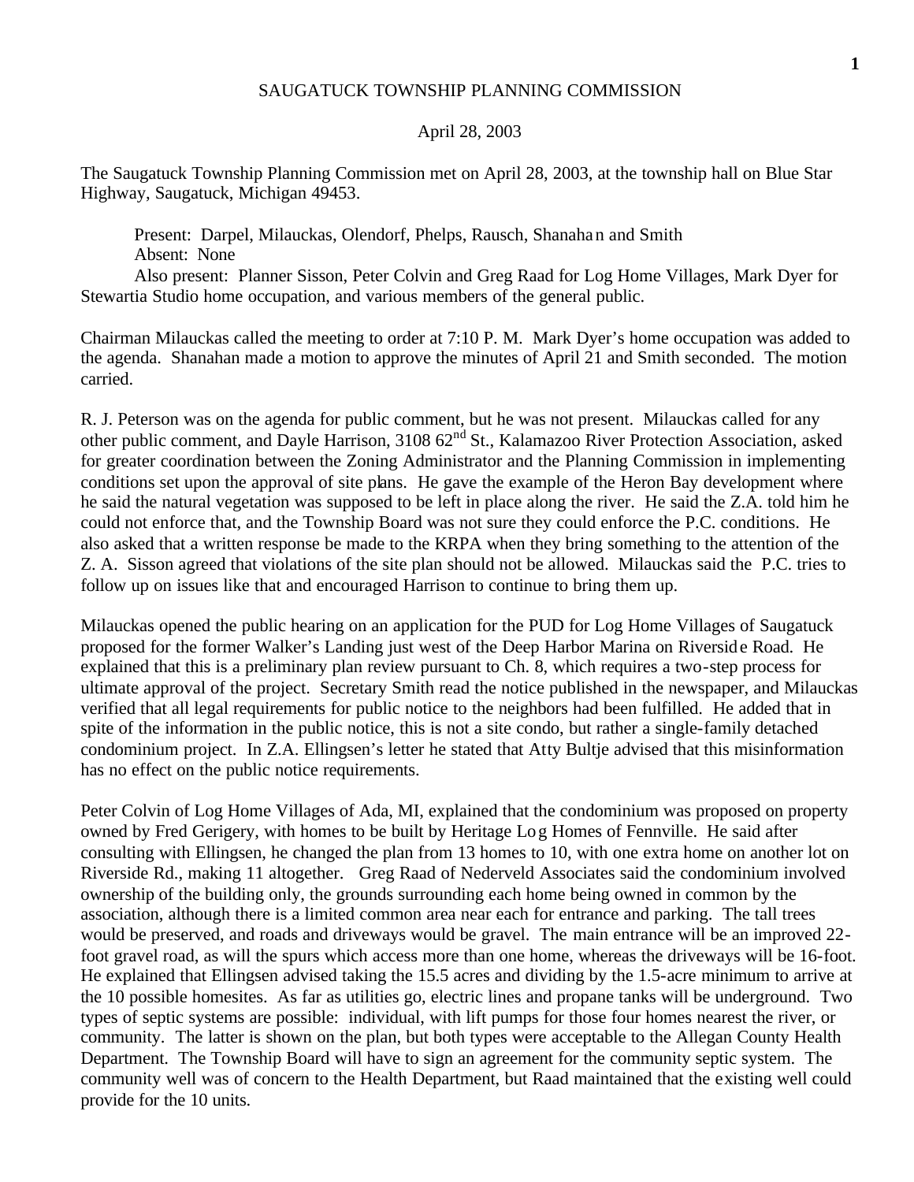# SAUGATUCK TOWNSHIP PLANNING COMMISSION

April 28, 2003

The Saugatuck Township Planning Commission met on April 28, 2003, at the township hall on Blue Star Highway, Saugatuck, Michigan 49453.

Present: Darpel, Milauckas, Olendorf, Phelps, Rausch, Shanahan and Smith
Absent: None
Also present: Planner Sisson, Peter Colvin and Greg Raad for Log Home Villages, Mark Dyer for Stewartia Studio home occupation, and various members of the general public.

Chairman Milauckas called the meeting to order at 7:10 P. M. Mark Dyer's home occupation was added to the agenda. Shanahan made a motion to approve the minutes of April 21 and Smith seconded. The motion carried.

R. J. Peterson was on the agenda for public comment, but he was not present. Milauckas called for any other public comment, and Dayle Harrison, 3108 62nd St., Kalamazoo River Protection Association, asked for greater coordination between the Zoning Administrator and the Planning Commission in implementing conditions set upon the approval of site plans. He gave the example of the Heron Bay development where he said the natural vegetation was supposed to be left in place along the river. He said the Z.A. told him he could not enforce that, and the Township Board was not sure they could enforce the P.C. conditions. He also asked that a written response be made to the KRPA when they bring something to the attention of the Z. A. Sisson agreed that violations of the site plan should not be allowed. Milauckas said the P.C. tries to follow up on issues like that and encouraged Harrison to continue to bring them up.

Milauckas opened the public hearing on an application for the PUD for Log Home Villages of Saugatuck proposed for the former Walker's Landing just west of the Deep Harbor Marina on Riverside Road. He explained that this is a preliminary plan review pursuant to Ch. 8, which requires a two-step process for ultimate approval of the project. Secretary Smith read the notice published in the newspaper, and Milauckas verified that all legal requirements for public notice to the neighbors had been fulfilled. He added that in spite of the information in the public notice, this is not a site condo, but rather a single-family detached condominium project. In Z.A. Ellingsen's letter he stated that Atty Bultje advised that this misinformation has no effect on the public notice requirements.

Peter Colvin of Log Home Villages of Ada, MI, explained that the condominium was proposed on property owned by Fred Gerigery, with homes to be built by Heritage Log Homes of Fennville. He said after consulting with Ellingsen, he changed the plan from 13 homes to 10, with one extra home on another lot on Riverside Rd., making 11 altogether. Greg Raad of Nederveld Associates said the condominium involved ownership of the building only, the grounds surrounding each home being owned in common by the association, although there is a limited common area near each for entrance and parking. The tall trees would be preserved, and roads and driveways would be gravel. The main entrance will be an improved 22-foot gravel road, as will the spurs which access more than one home, whereas the driveways will be 16-foot. He explained that Ellingsen advised taking the 15.5 acres and dividing by the 1.5-acre minimum to arrive at the 10 possible homesites. As far as utilities go, electric lines and propane tanks will be underground. Two types of septic systems are possible: individual, with lift pumps for those four homes nearest the river, or community. The latter is shown on the plan, but both types were acceptable to the Allegan County Health Department. The Township Board will have to sign an agreement for the community septic system. The community well was of concern to the Health Department, but Raad maintained that the existing well could provide for the 10 units.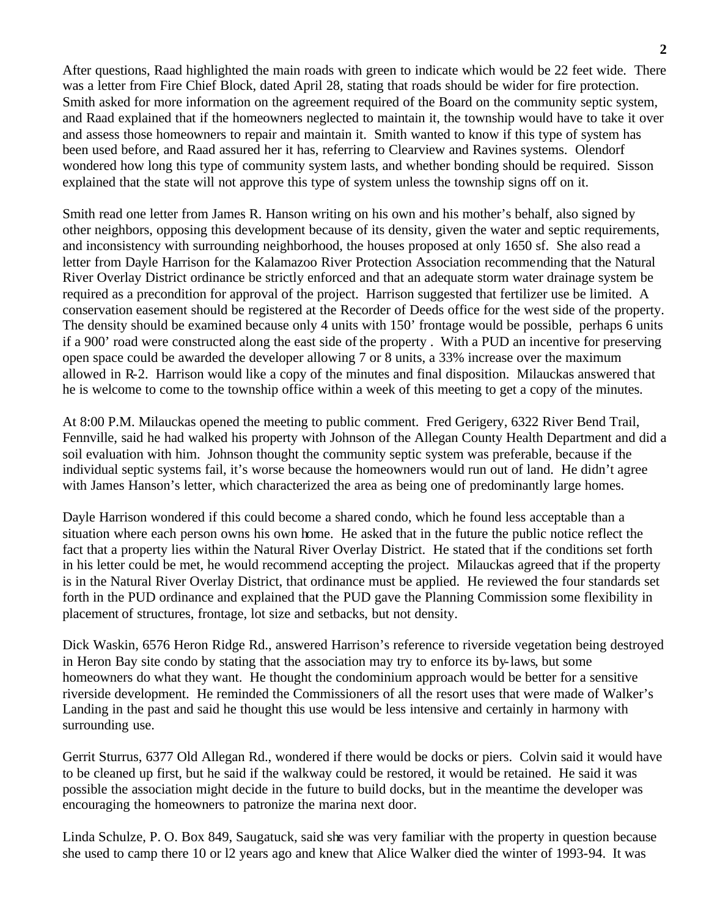After questions, Raad highlighted the main roads with green to indicate which would be 22 feet wide. There was a letter from Fire Chief Block, dated April 28, stating that roads should be wider for fire protection. Smith asked for more information on the agreement required of the Board on the community septic system, and Raad explained that if the homeowners neglected to maintain it, the township would have to take it over and assess those homeowners to repair and maintain it. Smith wanted to know if this type of system has been used before, and Raad assured her it has, referring to Clearview and Ravines systems. Olendorf wondered how long this type of community system lasts, and whether bonding should be required. Sisson explained that the state will not approve this type of system unless the township signs off on it.

Smith read one letter from James R. Hanson writing on his own and his mother's behalf, also signed by other neighbors, opposing this development because of its density, given the water and septic requirements, and inconsistency with surrounding neighborhood, the houses proposed at only 1650 sf. She also read a letter from Dayle Harrison for the Kalamazoo River Protection Association recommending that the Natural River Overlay District ordinance be strictly enforced and that an adequate storm water drainage system be required as a precondition for approval of the project. Harrison suggested that fertilizer use be limited. A conservation easement should be registered at the Recorder of Deeds office for the west side of the property. The density should be examined because only 4 units with 150' frontage would be possible, perhaps 6 units if a 900' road were constructed along the east side of the property . With a PUD an incentive for preserving open space could be awarded the developer allowing 7 or 8 units, a 33% increase over the maximum allowed in R-2. Harrison would like a copy of the minutes and final disposition. Milauckas answered that he is welcome to come to the township office within a week of this meeting to get a copy of the minutes.

At 8:00 P.M. Milauckas opened the meeting to public comment. Fred Gerigery, 6322 River Bend Trail, Fennville, said he had walked his property with Johnson of the Allegan County Health Department and did a soil evaluation with him. Johnson thought the community septic system was preferable, because if the individual septic systems fail, it's worse because the homeowners would run out of land. He didn't agree with James Hanson's letter, which characterized the area as being one of predominantly large homes.

Dayle Harrison wondered if this could become a shared condo, which he found less acceptable than a situation where each person owns his own home. He asked that in the future the public notice reflect the fact that a property lies within the Natural River Overlay District. He stated that if the conditions set forth in his letter could be met, he would recommend accepting the project. Milauckas agreed that if the property is in the Natural River Overlay District, that ordinance must be applied. He reviewed the four standards set forth in the PUD ordinance and explained that the PUD gave the Planning Commission some flexibility in placement of structures, frontage, lot size and setbacks, but not density.

Dick Waskin, 6576 Heron Ridge Rd., answered Harrison's reference to riverside vegetation being destroyed in Heron Bay site condo by stating that the association may try to enforce its by-laws, but some homeowners do what they want. He thought the condominium approach would be better for a sensitive riverside development. He reminded the Commissioners of all the resort uses that were made of Walker's Landing in the past and said he thought this use would be less intensive and certainly in harmony with surrounding use.

Gerrit Sturrus, 6377 Old Allegan Rd., wondered if there would be docks or piers. Colvin said it would have to be cleaned up first, but he said if the walkway could be restored, it would be retained. He said it was possible the association might decide in the future to build docks, but in the meantime the developer was encouraging the homeowners to patronize the marina next door.

Linda Schulze, P. O. Box 849, Saugatuck, said she was very familiar with the property in question because she used to camp there 10 or l2 years ago and knew that Alice Walker died the winter of 1993-94. It was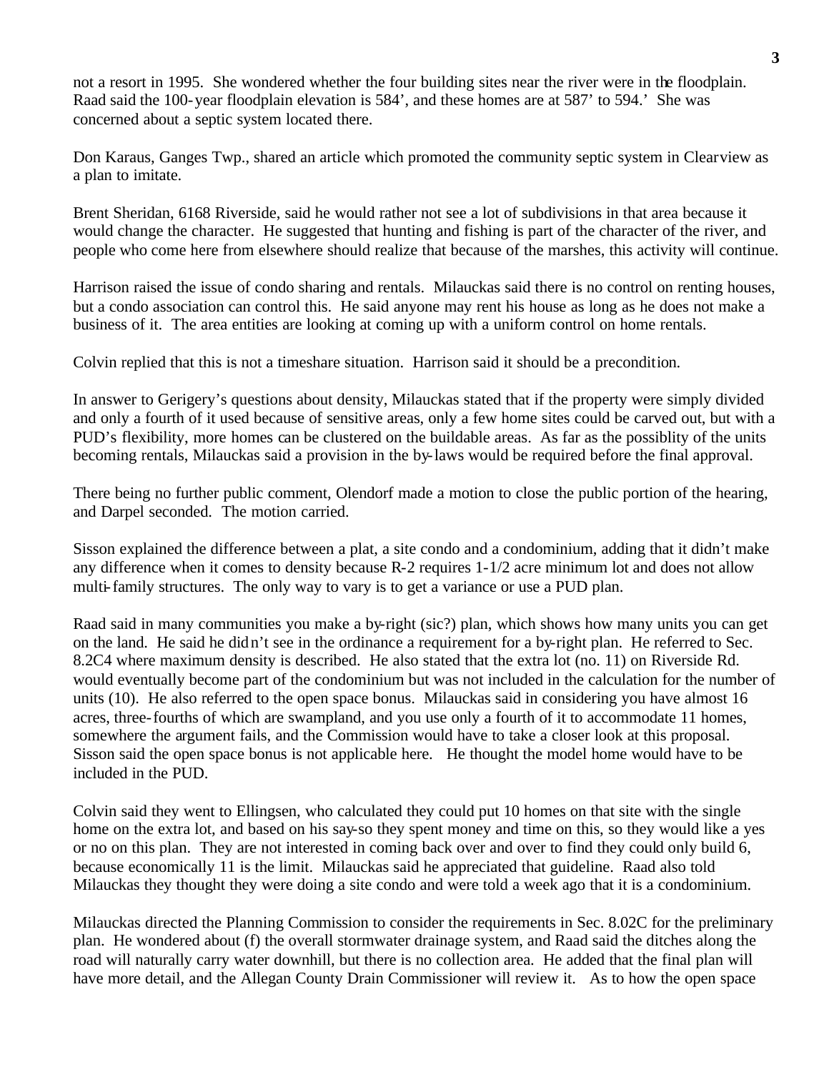not a resort in 1995. She wondered whether the four building sites near the river were in the floodplain. Raad said the 100-year floodplain elevation is 584', and these homes are at 587' to 594.' She was concerned about a septic system located there.

Don Karaus, Ganges Twp., shared an article which promoted the community septic system in Clearview as a plan to imitate.

Brent Sheridan, 6168 Riverside, said he would rather not see a lot of subdivisions in that area because it would change the character. He suggested that hunting and fishing is part of the character of the river, and people who come here from elsewhere should realize that because of the marshes, this activity will continue.

Harrison raised the issue of condo sharing and rentals. Milauckas said there is no control on renting houses, but a condo association can control this. He said anyone may rent his house as long as he does not make a business of it. The area entities are looking at coming up with a uniform control on home rentals.

Colvin replied that this is not a timeshare situation. Harrison said it should be a precondition.

In answer to Gerigery's questions about density, Milauckas stated that if the property were simply divided and only a fourth of it used because of sensitive areas, only a few home sites could be carved out, but with a PUD's flexibility, more homes can be clustered on the buildable areas. As far as the possiblity of the units becoming rentals, Milauckas said a provision in the by-laws would be required before the final approval.

There being no further public comment, Olendorf made a motion to close the public portion of the hearing, and Darpel seconded. The motion carried.

Sisson explained the difference between a plat, a site condo and a condominium, adding that it didn't make any difference when it comes to density because R-2 requires 1-1/2 acre minimum lot and does not allow multi-family structures. The only way to vary is to get a variance or use a PUD plan.

Raad said in many communities you make a by-right (sic?) plan, which shows how many units you can get on the land. He said he didn't see in the ordinance a requirement for a by-right plan. He referred to Sec. 8.2C4 where maximum density is described. He also stated that the extra lot (no. 11) on Riverside Rd. would eventually become part of the condominium but was not included in the calculation for the number of units (10). He also referred to the open space bonus. Milauckas said in considering you have almost 16 acres, three-fourths of which are swampland, and you use only a fourth of it to accommodate 11 homes, somewhere the argument fails, and the Commission would have to take a closer look at this proposal. Sisson said the open space bonus is not applicable here. He thought the model home would have to be included in the PUD.

Colvin said they went to Ellingsen, who calculated they could put 10 homes on that site with the single home on the extra lot, and based on his say-so they spent money and time on this, so they would like a yes or no on this plan. They are not interested in coming back over and over to find they could only build 6, because economically 11 is the limit. Milauckas said he appreciated that guideline. Raad also told Milauckas they thought they were doing a site condo and were told a week ago that it is a condominium.

Milauckas directed the Planning Commission to consider the requirements in Sec. 8.02C for the preliminary plan. He wondered about (f) the overall stormwater drainage system, and Raad said the ditches along the road will naturally carry water downhill, but there is no collection area. He added that the final plan will have more detail, and the Allegan County Drain Commissioner will review it. As to how the open space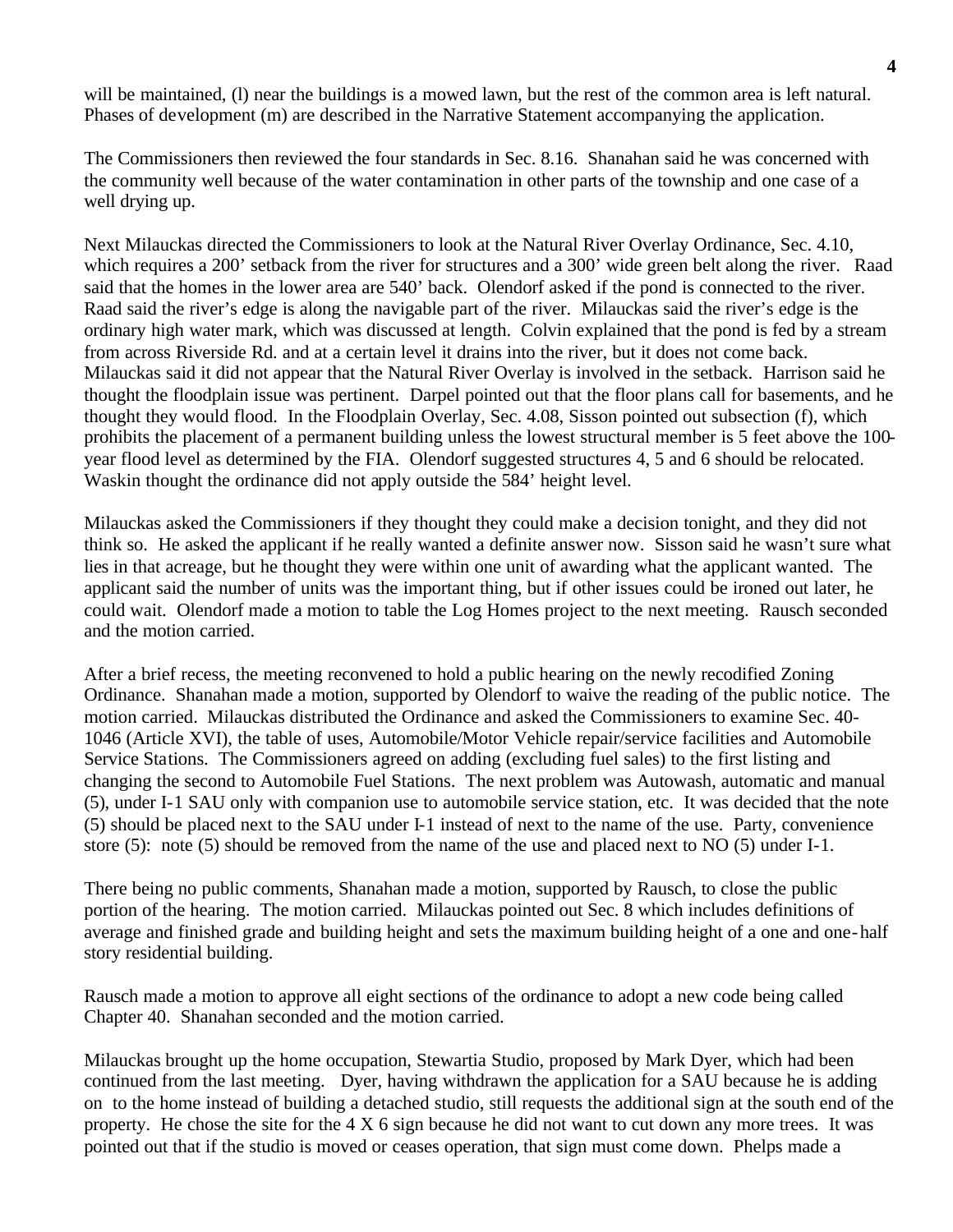will be maintained, (l) near the buildings is a mowed lawn, but the rest of the common area is left natural. Phases of development (m) are described in the Narrative Statement accompanying the application.

The Commissioners then reviewed the four standards in Sec. 8.16. Shanahan said he was concerned with the community well because of the water contamination in other parts of the township and one case of a well drying up.

Next Milauckas directed the Commissioners to look at the Natural River Overlay Ordinance, Sec. 4.10, which requires a 200' setback from the river for structures and a 300' wide green belt along the river. Raad said that the homes in the lower area are 540' back. Olendorf asked if the pond is connected to the river. Raad said the river's edge is along the navigable part of the river. Milauckas said the river's edge is the ordinary high water mark, which was discussed at length. Colvin explained that the pond is fed by a stream from across Riverside Rd. and at a certain level it drains into the river, but it does not come back. Milauckas said it did not appear that the Natural River Overlay is involved in the setback. Harrison said he thought the floodplain issue was pertinent. Darpel pointed out that the floor plans call for basements, and he thought they would flood. In the Floodplain Overlay, Sec. 4.08, Sisson pointed out subsection (f), which prohibits the placement of a permanent building unless the lowest structural member is 5 feet above the 100-year flood level as determined by the FIA. Olendorf suggested structures 4, 5 and 6 should be relocated. Waskin thought the ordinance did not apply outside the 584' height level.

Milauckas asked the Commissioners if they thought they could make a decision tonight, and they did not think so. He asked the applicant if he really wanted a definite answer now. Sisson said he wasn't sure what lies in that acreage, but he thought they were within one unit of awarding what the applicant wanted. The applicant said the number of units was the important thing, but if other issues could be ironed out later, he could wait. Olendorf made a motion to table the Log Homes project to the next meeting. Rausch seconded and the motion carried.

After a brief recess, the meeting reconvened to hold a public hearing on the newly recodified Zoning Ordinance. Shanahan made a motion, supported by Olendorf to waive the reading of the public notice. The motion carried. Milauckas distributed the Ordinance and asked the Commissioners to examine Sec. 40-1046 (Article XVI), the table of uses, Automobile/Motor Vehicle repair/service facilities and Automobile Service Stations. The Commissioners agreed on adding (excluding fuel sales) to the first listing and changing the second to Automobile Fuel Stations. The next problem was Autowash, automatic and manual (5), under I-1 SAU only with companion use to automobile service station, etc. It was decided that the note (5) should be placed next to the SAU under I-1 instead of next to the name of the use. Party, convenience store (5): note (5) should be removed from the name of the use and placed next to NO (5) under I-1.

There being no public comments, Shanahan made a motion, supported by Rausch, to close the public portion of the hearing. The motion carried. Milauckas pointed out Sec. 8 which includes definitions of average and finished grade and building height and sets the maximum building height of a one and one-half story residential building.

Rausch made a motion to approve all eight sections of the ordinance to adopt a new code being called Chapter 40. Shanahan seconded and the motion carried.

Milauckas brought up the home occupation, Stewartia Studio, proposed by Mark Dyer, which had been continued from the last meeting. Dyer, having withdrawn the application for a SAU because he is adding on to the home instead of building a detached studio, still requests the additional sign at the south end of the property. He chose the site for the 4 X 6 sign because he did not want to cut down any more trees. It was pointed out that if the studio is moved or ceases operation, that sign must come down. Phelps made a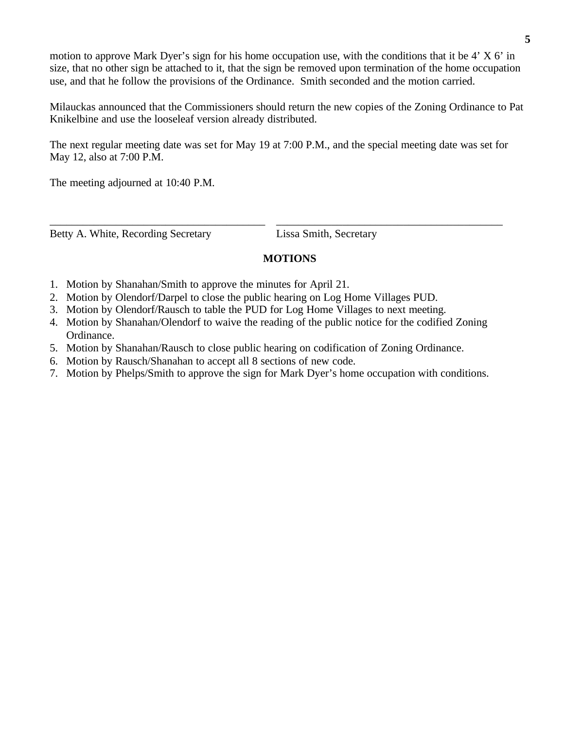motion to approve Mark Dyer's sign for his home occupation use, with the conditions that it be 4' X 6' in size, that no other sign be attached to it, that the sign be removed upon termination of the home occupation use, and that he follow the provisions of the Ordinance. Smith seconded and the motion carried.

Milauckas announced that the Commissioners should return the new copies of the Zoning Ordinance to Pat Knikelbine and use the looseleaf version already distributed.

The next regular meeting date was set for May 19 at 7:00 P.M., and the special meeting date was set for May 12, also at 7:00 P.M.

The meeting adjourned at 10:40 P.M.

\_\_\_\_\_\_\_\_\_\_\_\_\_\_\_\_\_\_\_\_\_\_\_\_\_\_\_\_\_\_\_\_\_\_\_\_\_\_ \_\_\_\_\_\_\_\_\_\_\_\_\_\_\_\_\_\_\_\_\_\_\_\_\_\_\_\_\_\_\_\_\_\_\_\_\_\_\_\_

Betty A. White, Recording Secretary Lissa Smith, Secretary

**MOTIONS**

1. Motion by Shanahan/Smith to approve the minutes for April 21.
2. Motion by Olendorf/Darpel to close the public hearing on Log Home Villages PUD.
3. Motion by Olendorf/Rausch to table the PUD for Log Home Villages to next meeting.
4. Motion by Shanahan/Olendorf to waive the reading of the public notice for the codified Zoning Ordinance.
5. Motion by Shanahan/Rausch to close public hearing on codification of Zoning Ordinance.
6. Motion by Rausch/Shanahan to accept all 8 sections of new code.
7. Motion by Phelps/Smith to approve the sign for Mark Dyer's home occupation with conditions.